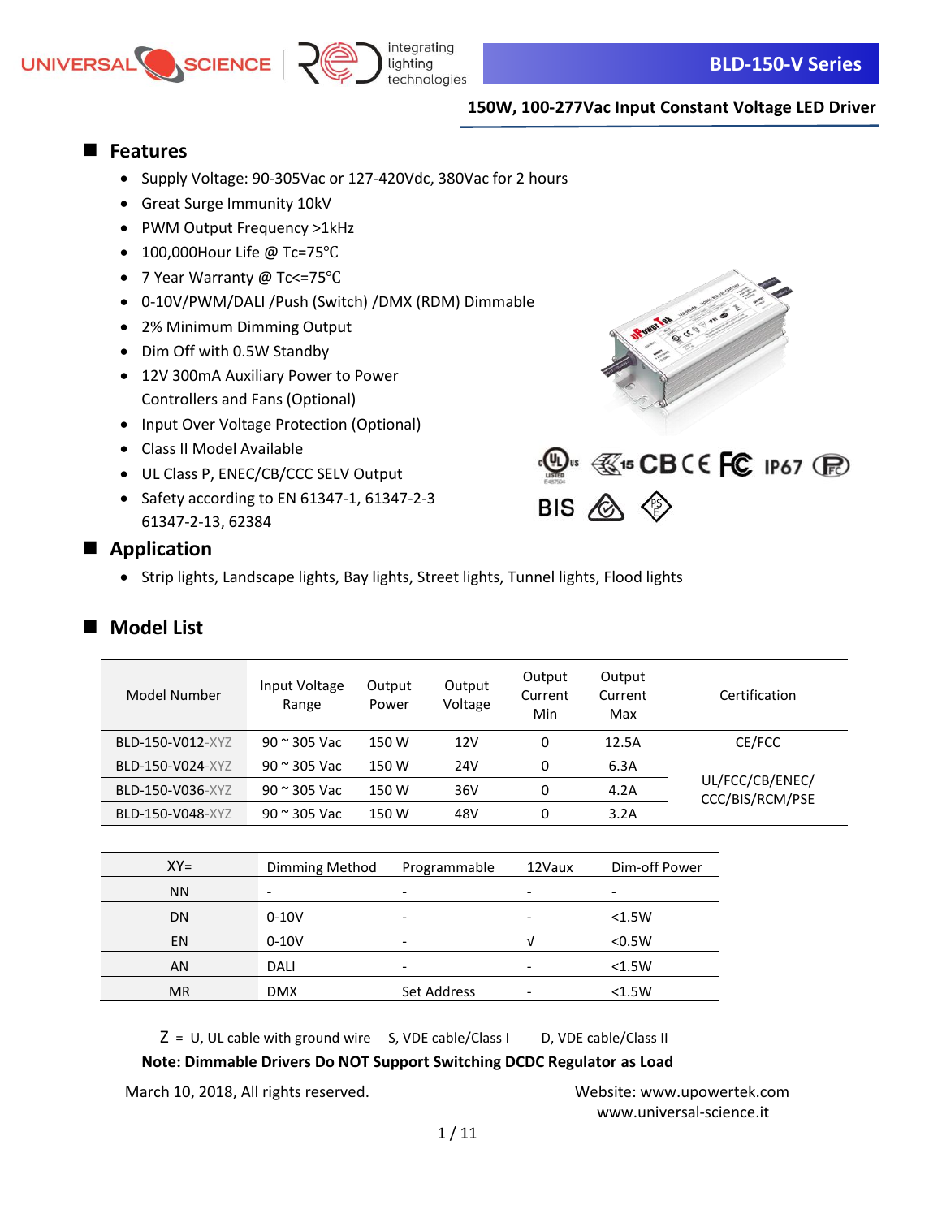UNIVERSAL SCIENCE | integrating lighting technologies

# BLD-150-V Series

## 150W, 100-277Vac Input Constant Voltage LED Driver

## Features

- Supply Voltage: 90-305Vac or 127-420Vdc, 380Vac for 2 hours
- Great Surge Immunity 10kV
- PWM Output Frequency >1kHz
- 100,000Hour Life @ Tc=75℃
- 7 Year Warranty @ Tc<=75℃
- 0-10V/PWM/DALI /Push (Switch) /DMX (RDM) Dimmable
- 2% Minimum Dimming Output
- Dim Off with 0.5W Standby
- 12V 300mA Auxiliary Power to Power Controllers and Fans (Optional)
- Input Over Voltage Protection (Optional)
- Class II Model Available
- UL Class P, ENEC/CB/CCC SELV Output
- Safety according to EN 61347-1, 61347-2-3 61347-2-13, 62384

## Application

- Strip lights, Landscape lights, Bay lights, Street lights, Tunnel lights, Flood lights

## Model List

| Model Number | Input Voltage Range | Output Power | Output Voltage | Output Current Min | Output Current Max | Certification |
|---|---|---|---|---|---|---|
| BLD-150-V012-XYZ | 90 ~ 305 Vac | 150 W | 12V | 0 | 12.5A | CE/FCC |
| BLD-150-V024-XYZ | 90 ~ 305 Vac | 150 W | 24V | 0 | 6.3A | UL/FCC/CB/ENEC/ CCC/BIS/RCM/PSE |
| BLD-150-V036-XYZ | 90 ~ 305 Vac | 150 W | 36V | 0 | 4.2A | |
| BLD-150-V048-XYZ | 90 ~ 305 Vac | 150 W | 48V | 0 | 3.2A | |

| XY= | Dimming Method | Programmable | 12Vaux | Dim-off Power |
|---|---|---|---|---|
| NN | - | - | - | - |
| DN | 0-10V | - | - | <1.5W |
| EN | 0-10V | - | √ | <0.5W |
| AN | DALI | - | - | <1.5W |
| MR | DMX | Set Address | - | <1.5W |

Z = U, UL cable with ground wire S, VDE cable/Class I D, VDE cable/Class II

**Note: Dimmable Drivers Do NOT Support Switching DCDC Regulator as Load**

March 10, 2018, All rights reserved.

Website: www.upowertek.com
www.universal-science.it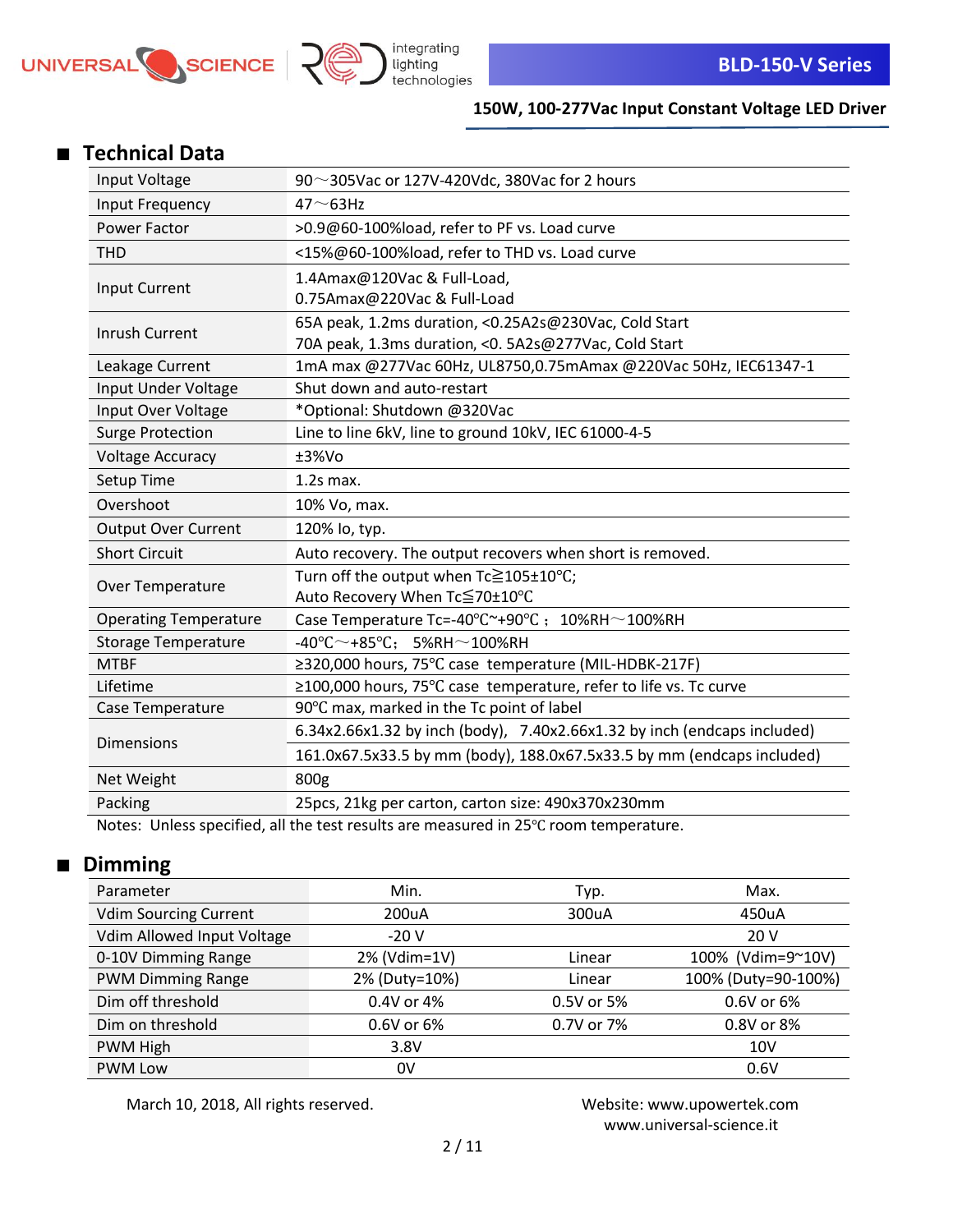## Technical Data

| | |
|---|---|
| Input Voltage | 90～305Vac or 127V-420Vdc, 380Vac for 2 hours |
| Input Frequency | 47～63Hz |
| Power Factor | >0.9@60-100%load, refer to PF vs. Load curve |
| THD | <15%@60-100%load, refer to THD vs. Load curve |
| Input Current | 1.4Amax@120Vac & Full-Load,<br>0.75Amax@220Vac & Full-Load |
| Inrush Current | 65A peak, 1.2ms duration, <0.25A2s@230Vac, Cold Start<br>70A peak, 1.3ms duration, <0. 5A2s@277Vac, Cold Start |
| Leakage Current | 1mA max @277Vac 60Hz, UL8750,0.75mAmax @220Vac 50Hz, IEC61347-1 |
| Input Under Voltage | Shut down and auto-restart |
| Input Over Voltage | *Optional: Shutdown @320Vac |
| Surge Protection | Line to line 6kV, line to ground 10kV, IEC 61000-4-5 |
| Voltage Accuracy | ±3%Vo |
| Setup Time | 1.2s max. |
| Overshoot | 10% Vo, max. |
| Output Over Current | 120% Io, typ. |
| Short Circuit | Auto recovery. The output recovers when short is removed. |
| Over Temperature | Turn off the output when Tc≧105±10℃;<br>Auto Recovery When Tc≦70±10℃ |
| Operating Temperature | Case Temperature Tc=-40℃~+90℃； 10%RH～100%RH |
| Storage Temperature | -40℃～+85℃; 5%RH～100%RH |
| MTBF | ≥320,000 hours, 75℃ case temperature (MIL-HDBK-217F) |
| Lifetime | ≥100,000 hours, 75℃ case temperature, refer to life vs. Tc curve |
| Case Temperature | 90℃ max, marked in the Tc point of label |
| Dimensions | 6.34x2.66x1.32 by inch (body), 7.40x2.66x1.32 by inch (endcaps included)<br>161.0x67.5x33.5 by mm (body), 188.0x67.5x33.5 by mm (endcaps included) |
| Net Weight | 800g |
| Packing | 25pcs, 21kg per carton, carton size: 490x370x230mm |

Notes: Unless specified, all the test results are measured in 25℃ room temperature.

## Dimming

| Parameter | Min. | Typ. | Max. |
|---|---|---|---|
| Vdim Sourcing Current | 200uA | 300uA | 450uA |
| Vdim Allowed Input Voltage | -20 V | | 20 V |
| 0-10V Dimming Range | 2% (Vdim=1V) | Linear | 100% (Vdim=9~10V) |
| PWM Dimming Range | 2% (Duty=10%) | Linear | 100% (Duty=90-100%) |
| Dim off threshold | 0.4V or 4% | 0.5V or 5% | 0.6V or 6% |
| Dim on threshold | 0.6V or 6% | 0.7V or 7% | 0.8V or 8% |
| PWM High | 3.8V | | 10V |
| PWM Low | 0V | | 0.6V |

March 10, 2018, All rights reserved.

Website: www.upowertek.com
www.universal-science.it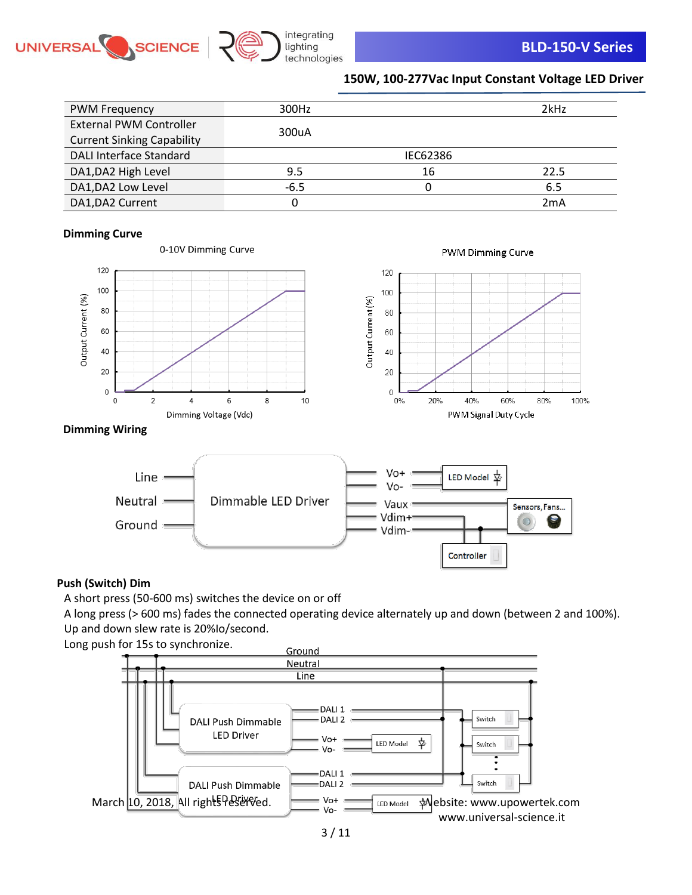| PWM Frequency | 300Hz | | 2kHz |
|---|---|---|---|
| External PWM Controller Current Sinking Capability | 300uA | | |
| DALI Interface Standard | | IEC62386 | |
| DA1,DA2 High Level | 9.5 | 16 | 22.5 |
| DA1,DA2 Low Level | -6.5 | 0 | 6.5 |
| DA1,DA2 Current | 0 | | 2mA |

**Dimming Curve**

**Dimming Wiring**

**Push (Switch) Dim**

A short press (50-600 ms) switches the device on or off

A long press (> 600 ms) fades the connected operating device alternately up and down (between 2 and 100%).

Up and down slew rate is 20%Io/second.

Long push for 15s to synchronize.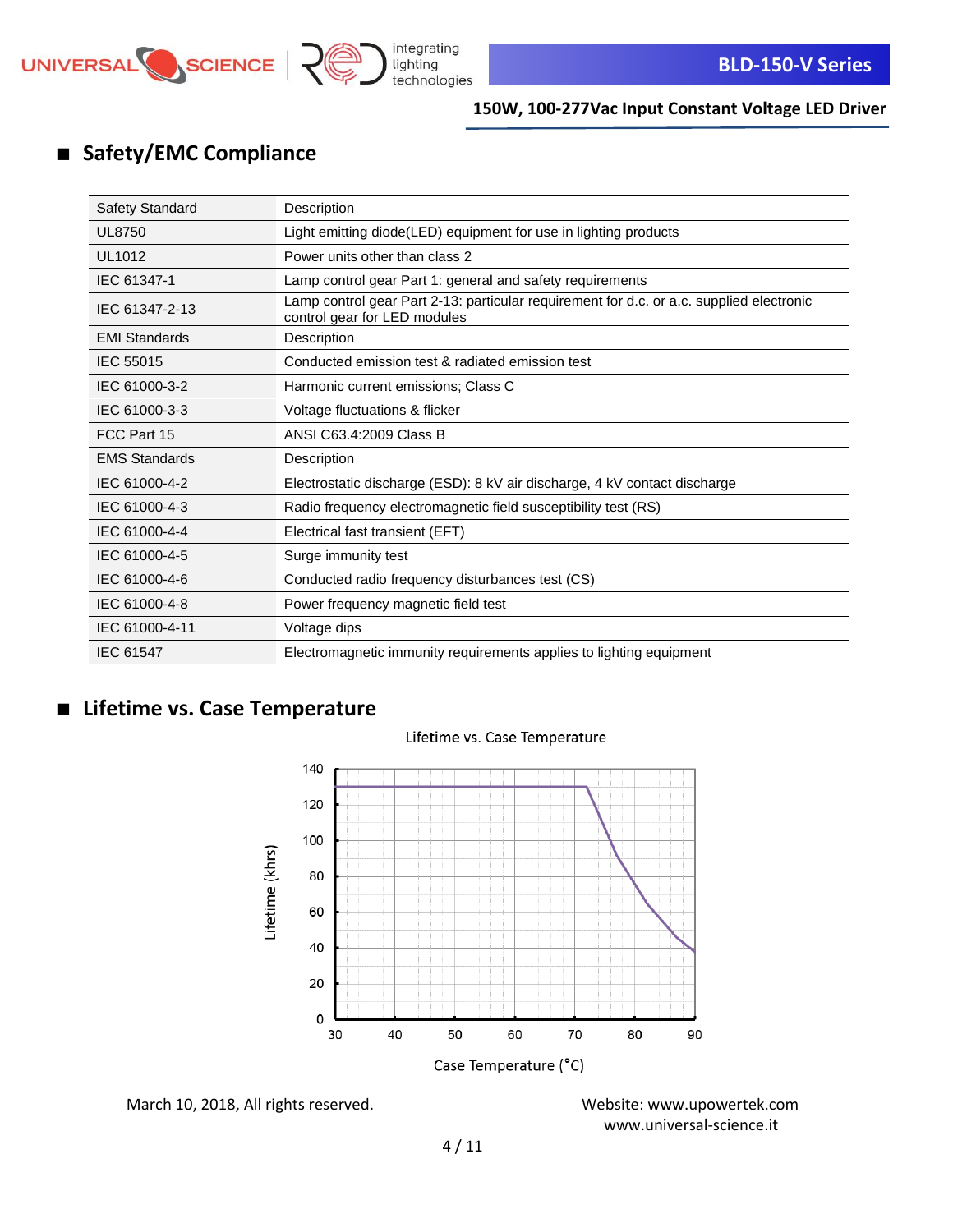## Safety/EMC Compliance

| Safety Standard | Description |
|---|---|
| UL8750 | Light emitting diode(LED) equipment for use in lighting products |
| UL1012 | Power units other than class 2 |
| IEC 61347-1 | Lamp control gear Part 1: general and safety requirements |
| IEC 61347-2-13 | Lamp control gear Part 2-13: particular requirement for d.c. or a.c. supplied electronic control gear for LED modules |
| **EMI Standards** | **Description** |
| IEC 55015 | Conducted emission test & radiated emission test |
| IEC 61000-3-2 | Harmonic current emissions; Class C |
| IEC 61000-3-3 | Voltage fluctuations & flicker |
| FCC Part 15 | ANSI C63.4:2009 Class B |
| **EMS Standards** | **Description** |
| IEC 61000-4-2 | Electrostatic discharge (ESD): 8 kV air discharge, 4 kV contact discharge |
| IEC 61000-4-3 | Radio frequency electromagnetic field susceptibility test (RS) |
| IEC 61000-4-4 | Electrical fast transient (EFT) |
| IEC 61000-4-5 | Surge immunity test |
| IEC 61000-4-6 | Conducted radio frequency disturbances test (CS) |
| IEC 61000-4-8 | Power frequency magnetic field test |
| IEC 61000-4-11 | Voltage dips |
| IEC 61547 | Electromagnetic immunity requirements applies to lighting equipment |

## Lifetime vs. Case Temperature

Lifetime vs. Case Temperature

Lifetime (khrs): 0, 20, 40, 60, 80, 100, 120, 140

Case Temperature (°C): 30, 40, 50, 60, 70, 80, 90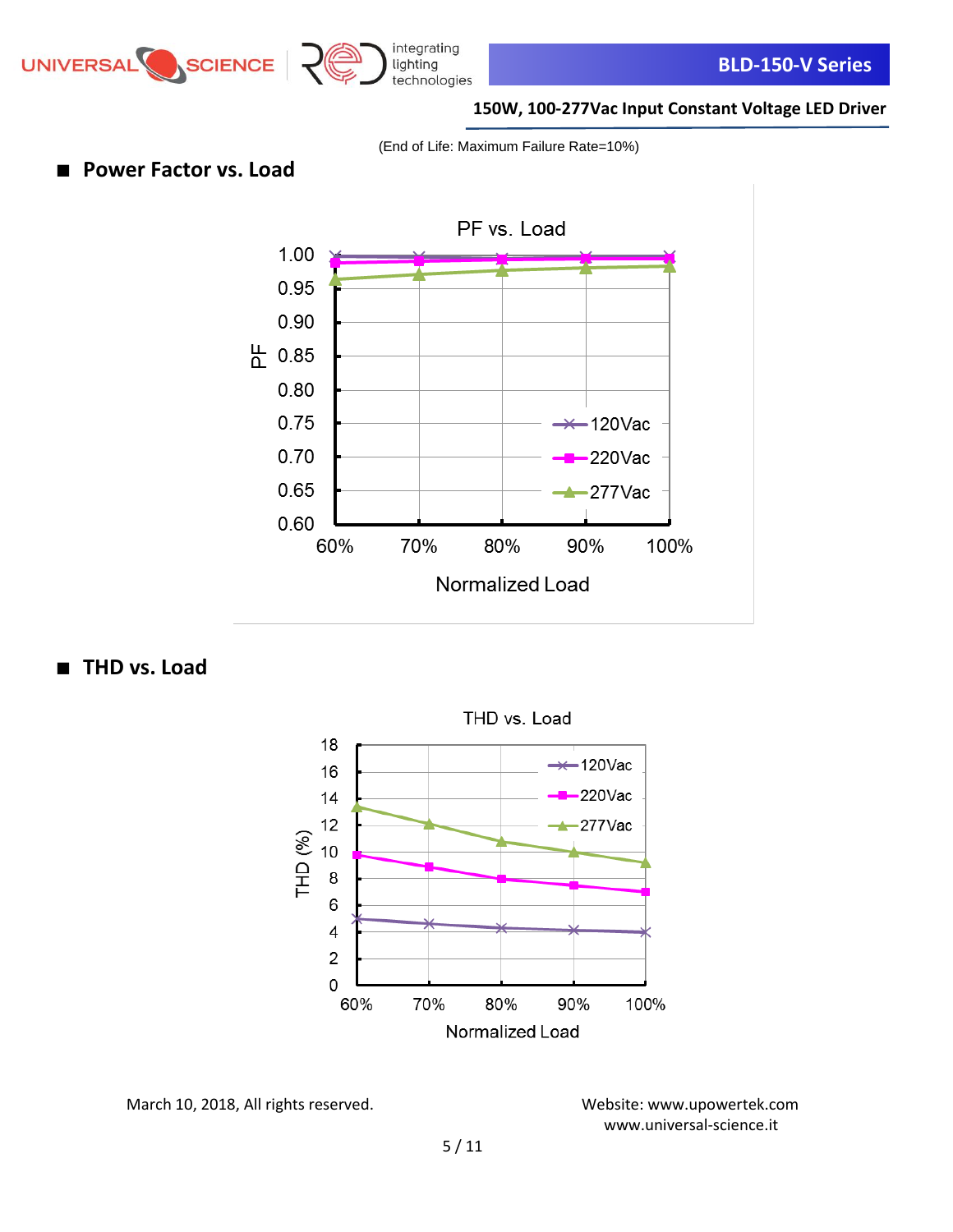(End of Life: Maximum Failure Rate=10%)

## ■ Power Factor vs. Load

PF vs. Load

PF: 1.00, 0.95, 0.90, 0.85, 0.80, 0.75, 0.70, 0.65, 0.60

Normalized Load: 60%, 70%, 80%, 90%, 100%

120Vac, 220Vac, 277Vac

## ■ THD vs. Load

THD vs. Load

THD (%): 18, 16, 14, 12, 10, 8, 6, 4, 2, 0

Normalized Load: 60%, 70%, 80%, 90%, 100%

120Vac, 220Vac, 277Vac

March 10, 2018, All rights reserved.

Website: www.upowertek.com
www.universal-science.it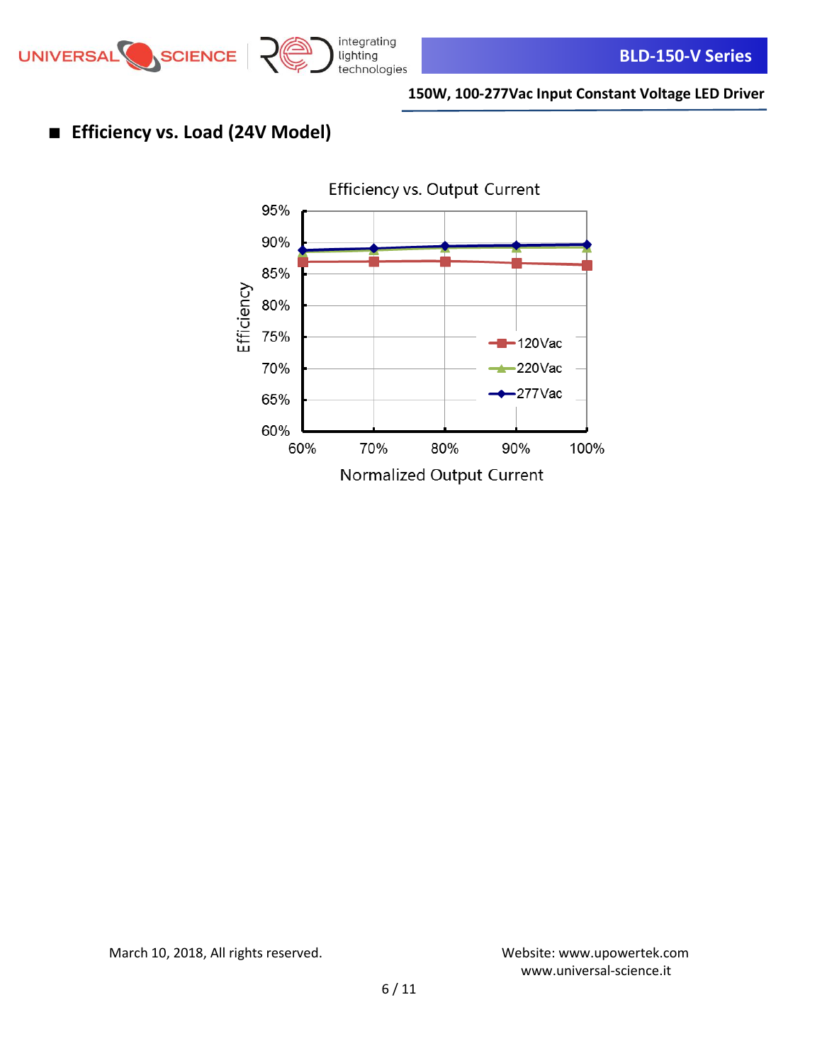## ■ Efficiency vs. Load (24V Model)

Efficiency vs. Output Current

Efficiency

95%
90%
85%
80%
75%
70%
65%
60%

60% 70% 80% 90% 100%

Normalized Output Current

120Vac
220Vac
277Vac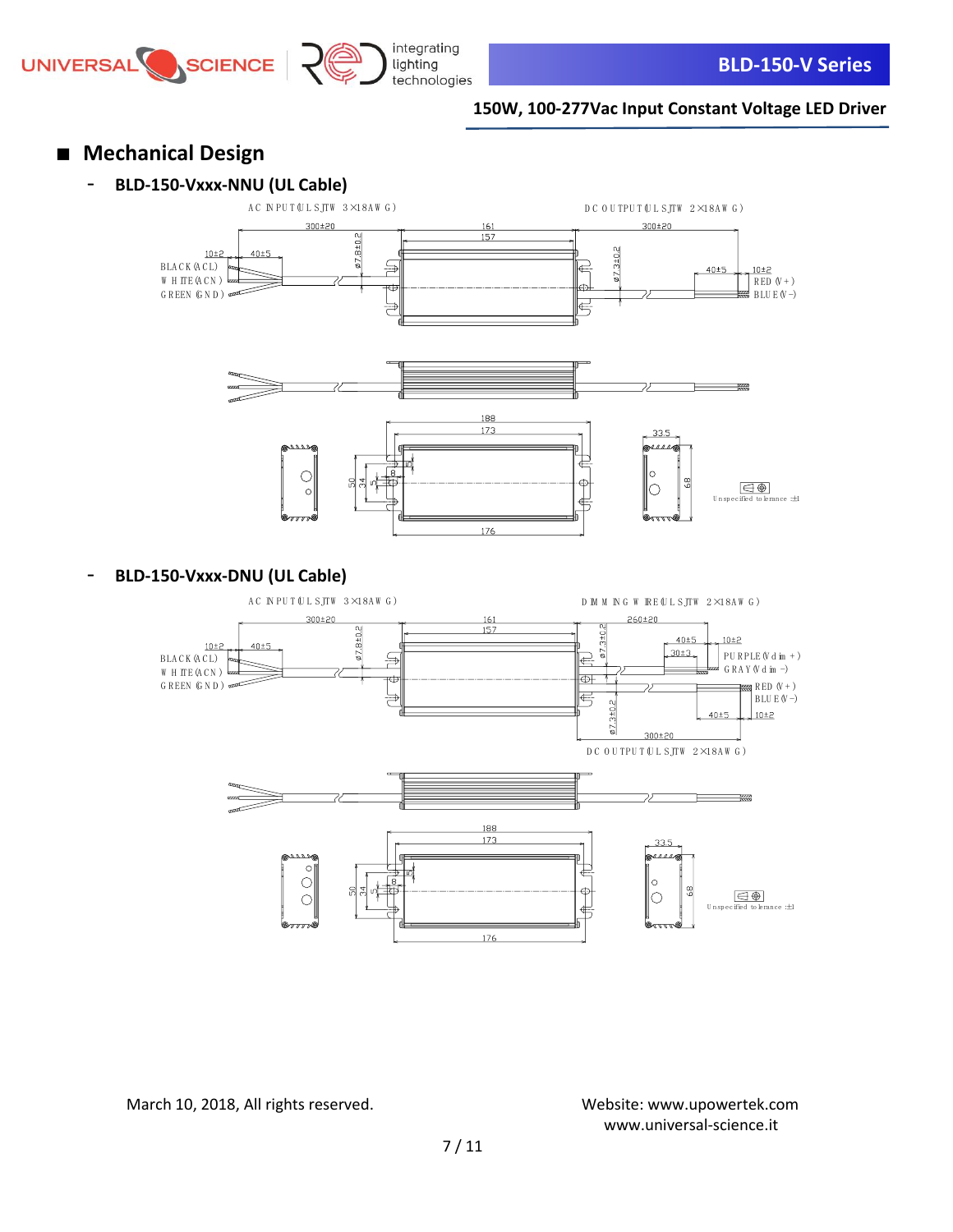## ■ Mechanical Design

- **BLD-150-Vxxx-NNU (UL Cable)**

AC INPUT (UL SJTW 3×18AWG)

DC OUTPUT (UL SJTW 2×18AWG)

300±20 161 157 300±20

10±2 40±5 ø7.8±0.2 ø7.3±0.2 40±5 10±2

BLACK (ACL)
WHITE (ACN)
GREEN (GND)

RED (V+)
BLUE (V-)

188 173 33.5

50 34 5 8 68

176

Unspecified tolerance ±1

- **BLD-150-Vxxx-DNU (UL Cable)**

AC INPUT (UL SJTW 3×18AWG)

DIMMING WIRE (UL SJTW 2×18AWG)

300±20 161 157 260±20

10±2 40±5 ø7.8±0.2 ø7.3±0.2 40±5 10±2 30±3

BLACK (ACL)
WHITE (ACN)
GREEN (GND)

PURPLE (Vdim+)
GRAY (Vdim-)

RED (V+)
BLUE (V-)

ø7.3±0.2 40±5 10±2

300±20

DC OUTPUT (UL SJTW 2×18AWG)

188 173 33.5

50 34 5 8 68

176

Unspecified tolerance ±1

March 10, 2018, All rights reserved.

Website: www.upowertek.com
www.universal-science.it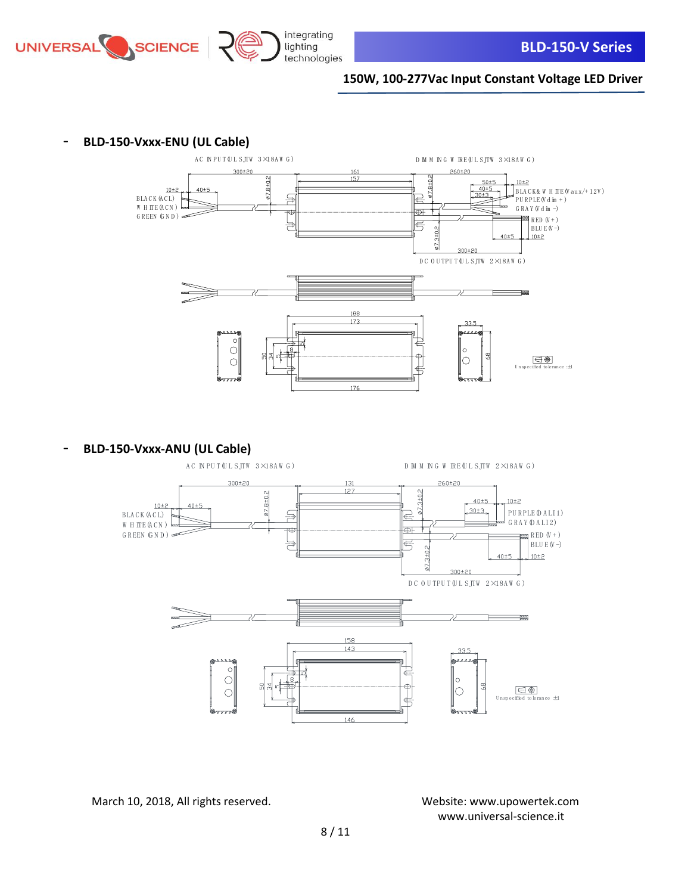- **BLD-150-Vxxx-ENU (UL Cable)**

AC INPUT (UL SJTW 3×18AWG)

DIMMING WIRE (UL SJTW 3×18AWG)

300±20 | 161 | 157 | 260±20 | 10±2 | 40±5 | ø7.8±0.2 | ø7.8±0.2 | 50±5 | 40±5 | 30±3 | 10±2

BLACK (ACL)
WHITE (ACN)
GREEN (GND)

BLACK & WHITE (Vaux/+12V)
PURPLE (Vdim+)
GRAY (Vdim−)
RED (V+)
BLUE (V−)

ø7.3±0.2 | 40±5 | 10±2 | 300±20

DC OUTPUT (UL SJTW 2×18AWG)

186 | 173 | 176 | 50 | 34 | 5 | 8 | 33.5 | 68

Unspecified tolerance: ±1

- **BLD-150-Vxxx-ANU (UL Cable)**

AC INPUT (UL SJTW 3×18AWG)

DIMMING WIRE (UL SJTW 2×18AWG)

300±20 | 131 | 127 | 260±20 | 10±2 | 40±5 | ø7.8±0.2 | ø7.3±0.2 | 40±5 | 30±3 | 10±2

BLACK (ACL)
WHITE (ACN)
GREEN (GND)

PURPLE (DALI1)
GRAY (DALI2)
RED (V+)
BLUE (V−)

ø7.3±0.2 | 40±5 | 10±2 | 300±20

DC OUTPUT (UL SJTW 2×18AWG)

158 | 143 | 146 | 50 | 34 | 5 | 8 | 33.5 | 68

Unspecified tolerance: ±1

March 10, 2018, All rights reserved.

Website: www.upowertek.com
www.universal-science.it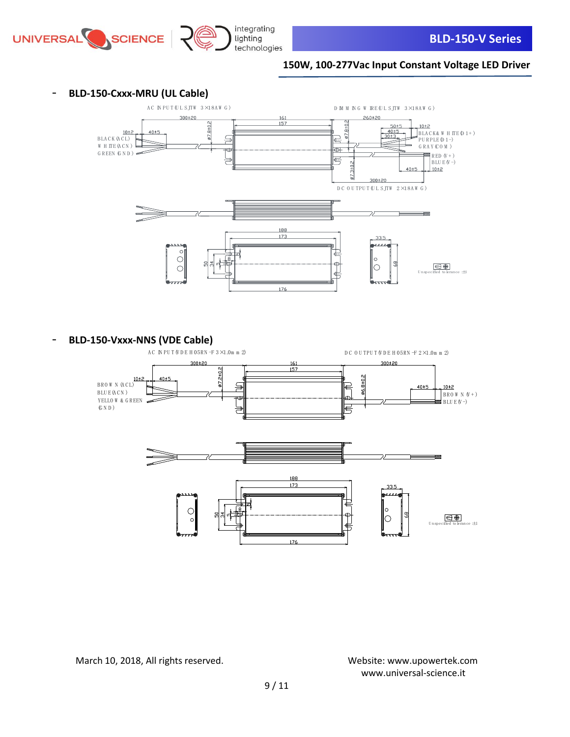- **BLD-150-Cxxx-MRU (UL Cable)**

AC INPUT(UL SJTW 3×18AWG)

DIMMING WIRE(UL SJTW 3×18AWG)

300±20 | 161 | 157 | 260±20

10±2 | 40±5 | ø7.8±0.2 | ø7.8±0.2 | 50±5 | 40±5 | 30±3 | 10±2

BLACK(ACL)
WHITE(ACN)
GREEN(GND)

BLACK&WHITE(D1+)
PURPLE(D1-)
GRAY(COM)

RED(V+)
BLUE(V-)

ø7.3±0.2 | 40±5 | 10±2 | 300±20

DC OUTPUT(UL SJTW 2×18AWG)

188 | 173 | 176 | 33.5 | 50 | 34 | 5 | 68

Unspecified tolerance ±1

- **BLD-150-Vxxx-NNS (VDE Cable)**

AC INPUT(VDE H05RN-F 3×1.0mm2)

DC OUTPUT(VDE H05RN-F 2×1.0mm2)

300±20 | 161 | 157 | 300±20

10±2 | 40±5 | ø7.2±0.2 | ø6.8±0.2 | 40±5 | 10±2

BROWN(ACL)
BLUE(ACN)
YELLOW & GREEN (GND)

BROWN(V+)
BLUE(V-)

188 | 173 | 176 | 33.5 | 50 | 34 | 5 | 68

Unspecified tolerance ±1

March 10, 2018, All rights reserved.

Website: www.upowertek.com
www.universal-science.it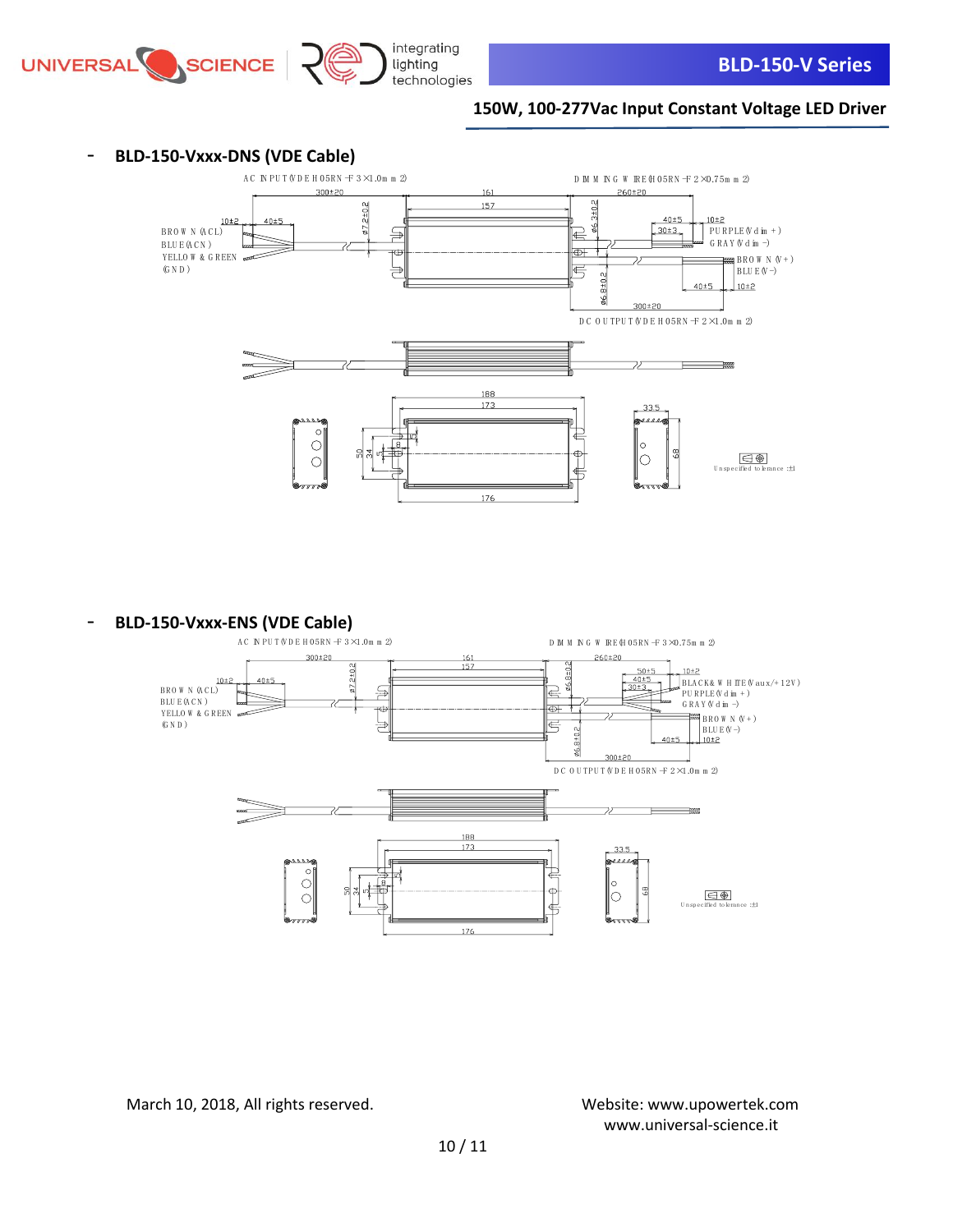- **BLD-150-Vxxx-DNS (VDE Cable)**

AC INPUT (VDE H05RN-F 3×1.0mm2)

DIMMING WIRE (H05RN-F 2×0.75mm2)

300±20 | 161 | 157 | 260±20

10±2 | 40±5 | ø7.2±0.2 | ø6.3±0.2 | 40±5 | 30±3 | 10±2

BROWN (ACL)
BLUE (ACN)
YELLOW & GREEN (GND)

PURPLE (Vdim+)
GRAY (Vdim-)

BROWN (V+)
BLUE (V-)

ø6.8±0.2 | 40±5 | 10±2 | 300±20

DC OUTPUT (VDE H05RN-F 2×1.0mm2)

188 | 173 | 33.5 | 50 | 34 | 5 | 8 | 12 | 68 | 176

Unspecified tolerance: ±1

- **BLD-150-Vxxx-ENS (VDE Cable)**

AC INPUT (VDE H05RN-F 3×1.0mm2)

DIMMING WIRE (H05RN-F 3×0.75mm2)

300±20 | 161 | 157 | 260±20

10±2 | 40±5 | ø7.2±0.2 | ø6.3±0.2 | 50±5 | 40±5 | 30±3 | 10±2

BROWN (ACL)
BLUE (ACN)
YELLOW & GREEN (GND)

BLACK & WHITE (Vaux/+12V)
PURPLE (Vdim+)
GRAY (Vdim-)

BROWN (V+)
BLUE (V-)

ø6.8±0.2 | 40±5 | 10±2 | 300±20

DC OUTPUT (VDE H05RN-F 2×1.0mm2)

188 | 173 | 33.5 | 50 | 34 | 5 | 8 | 12 | 68 | 176

Unspecified tolerance: ±1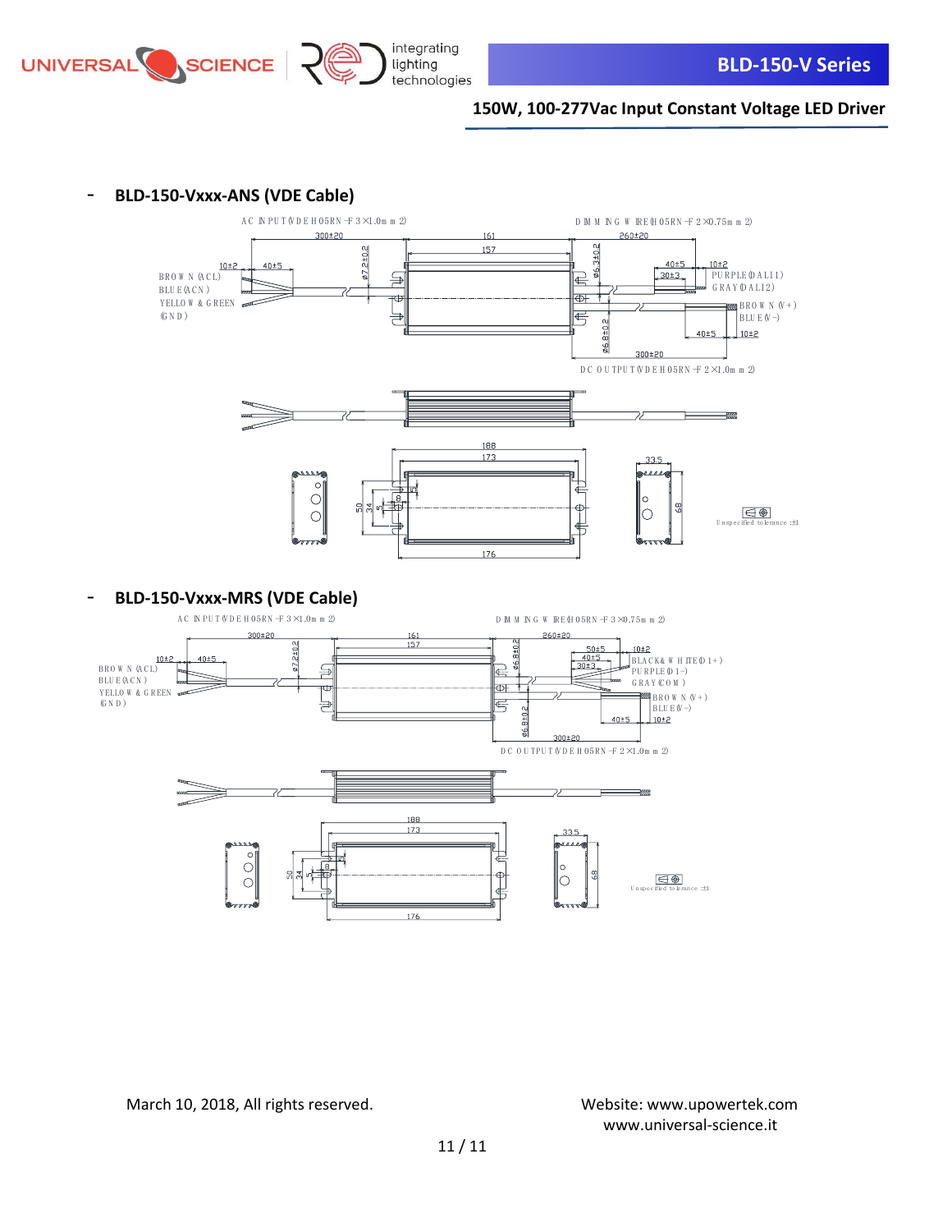- **BLD-150-Vxxx-ANS (VDE Cable)**

AC INPUT(VDE H05RN-F 3×1.0mm2)

DIMMING WIRE(H05RN-F 2×0.75mm2)

300±20

161

157

260±20

10±2

40±5

ø7.2±0.2

ø6.3±0.2

40±5

30±3

10±2

BROWN(ACL)

BLUE(ACN)

YELLOW & GREEN (GND)

PURPLE(DALI1)

GRAY(DALI2)

BROWN(V+)

BLUE(V-)

ø6.8±0.2

40±5

10±2

300±20

DC OUTPUT(VDE H05RN-F 2×1.0mm2)

188

173

33.5

50

34

5

68

176

Unspecified tolerance :±1

- **BLD-150-Vxxx-MRS (VDE Cable)**

AC INPUT(VDE H05RN-F 3×1.0mm2)

DIMMING WIRE(H05RN-F 3×0.75mm2)

300±20

161

157

260±20

10±2

40±5

ø7.2±0.2

ø6.8±0.2

50±5

40±5

30±3

10±2

BROWN(ACL)

BLUE(ACN)

YELLOW & GREEN (GND)

BLACK& WHITE(D1+)

PURPLE(D1-)

GRAY(COM)

BROWN(V+)

BLUE(V-)

ø6.8±0.2

40±5

10±2

300±20

DC OUTPUT(VDE H05RN-F 2×1.0mm2)

188

173

33.5

50

34

5

68

176

Unspecified tolerance :±1

March 10, 2018, All rights reserved.

Website: www.upowertek.com
www.universal-science.it